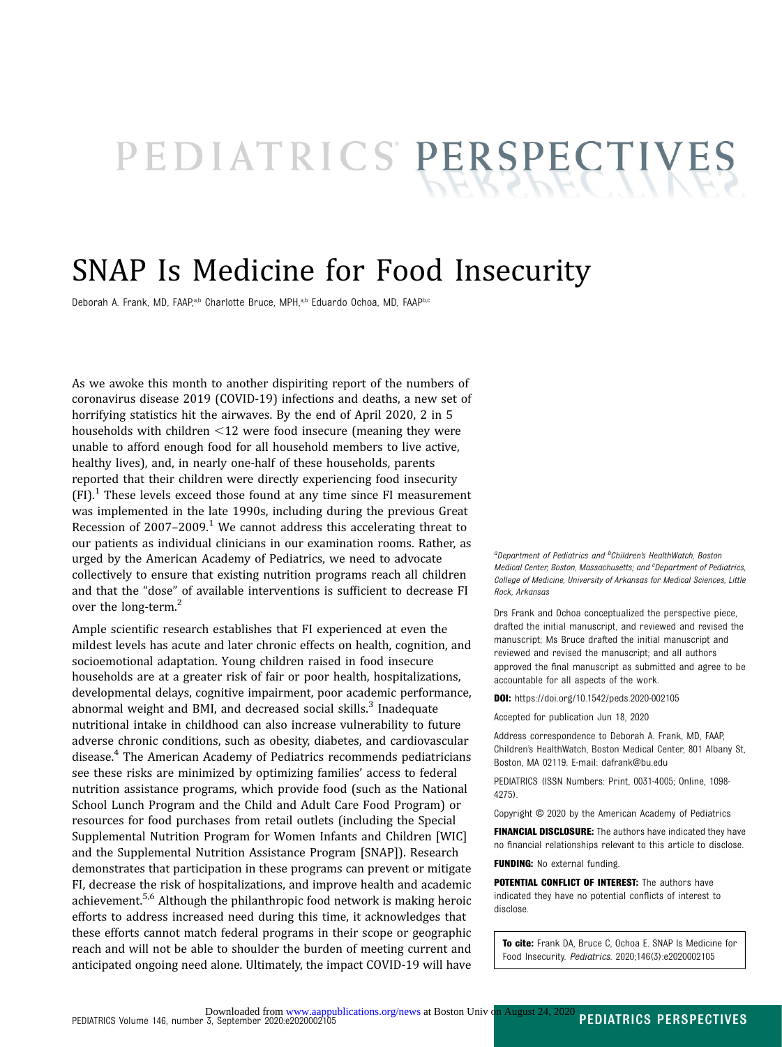PEDIATRICS PERSPECTIVES

# SNAP Is Medicine for Food Insecurity

Deborah A. Frank, MD, FAAP,[a,b] Charlotte Bruce, MPH,[a,b] Eduardo Ochoa, MD, FAAP[b,c]

As we awoke this month to another dispiriting report of the numbers of coronavirus disease 2019 (COVID-19) infections and deaths, a new set of horrifying statistics hit the airwaves. By the end of April 2020, 2 in 5 households with children <12 were food insecure (meaning they were unable to afford enough food for all household members to live active, healthy lives), and, in nearly one-half of these households, parents reported that their children were directly experiencing food insecurity (FI).[1] These levels exceed those found at any time since FI measurement was implemented in the late 1990s, including during the previous Great Recession of 2007–2009.[1] We cannot address this accelerating threat to our patients as individual clinicians in our examination rooms. Rather, as urged by the American Academy of Pediatrics, we need to advocate collectively to ensure that existing nutrition programs reach all children and that the "dose" of available interventions is sufficient to decrease FI over the long-term.[2]

Ample scientific research establishes that FI experienced at even the mildest levels has acute and later chronic effects on health, cognition, and socioemotional adaptation. Young children raised in food insecure households are at a greater risk of fair or poor health, hospitalizations, developmental delays, cognitive impairment, poor academic performance, abnormal weight and BMI, and decreased social skills.[3] Inadequate nutritional intake in childhood can also increase vulnerability to future adverse chronic conditions, such as obesity, diabetes, and cardiovascular disease.[4] The American Academy of Pediatrics recommends pediatricians see these risks are minimized by optimizing families' access to federal nutrition assistance programs, which provide food (such as the National School Lunch Program and the Child and Adult Care Food Program) or resources for food purchases from retail outlets (including the Special Supplemental Nutrition Program for Women Infants and Children [WIC] and the Supplemental Nutrition Assistance Program [SNAP]). Research demonstrates that participation in these programs can prevent or mitigate FI, decrease the risk of hospitalizations, and improve health and academic achievement.[5,6] Although the philanthropic food network is making heroic efforts to address increased need during this time, it acknowledges that these efforts cannot match federal programs in their scope or geographic reach and will not be able to shoulder the burden of meeting current and anticipated ongoing need alone. Ultimately, the impact COVID-19 will have

[a]Department of Pediatrics and [b]Children's HealthWatch, Boston Medical Center, Boston, Massachusetts; and [c]Department of Pediatrics, College of Medicine, University of Arkansas for Medical Sciences, Little Rock, Arkansas

Drs Frank and Ochoa conceptualized the perspective piece, drafted the initial manuscript, and reviewed and revised the manuscript; Ms Bruce drafted the initial manuscript and reviewed and revised the manuscript; and all authors approved the final manuscript as submitted and agree to be accountable for all aspects of the work.

**DOI:** https://doi.org/10.1542/peds.2020-002105

Accepted for publication Jun 18, 2020

Address correspondence to Deborah A. Frank, MD, FAAP, Children's HealthWatch, Boston Medical Center, 801 Albany St, Boston, MA 02119. E-mail: dafrank@bu.edu

PEDIATRICS (ISSN Numbers: Print, 0031-4005; Online, 1098-4275).

Copyright © 2020 by the American Academy of Pediatrics

**FINANCIAL DISCLOSURE:** The authors have indicated they have no financial relationships relevant to this article to disclose.

**FUNDING:** No external funding.

**POTENTIAL CONFLICT OF INTEREST:** The authors have indicated they have no potential conflicts of interest to disclose.

**To cite:** Frank DA, Bruce C, Ochoa E. SNAP Is Medicine for Food Insecurity. *Pediatrics.* 2020;146(3):e2020002105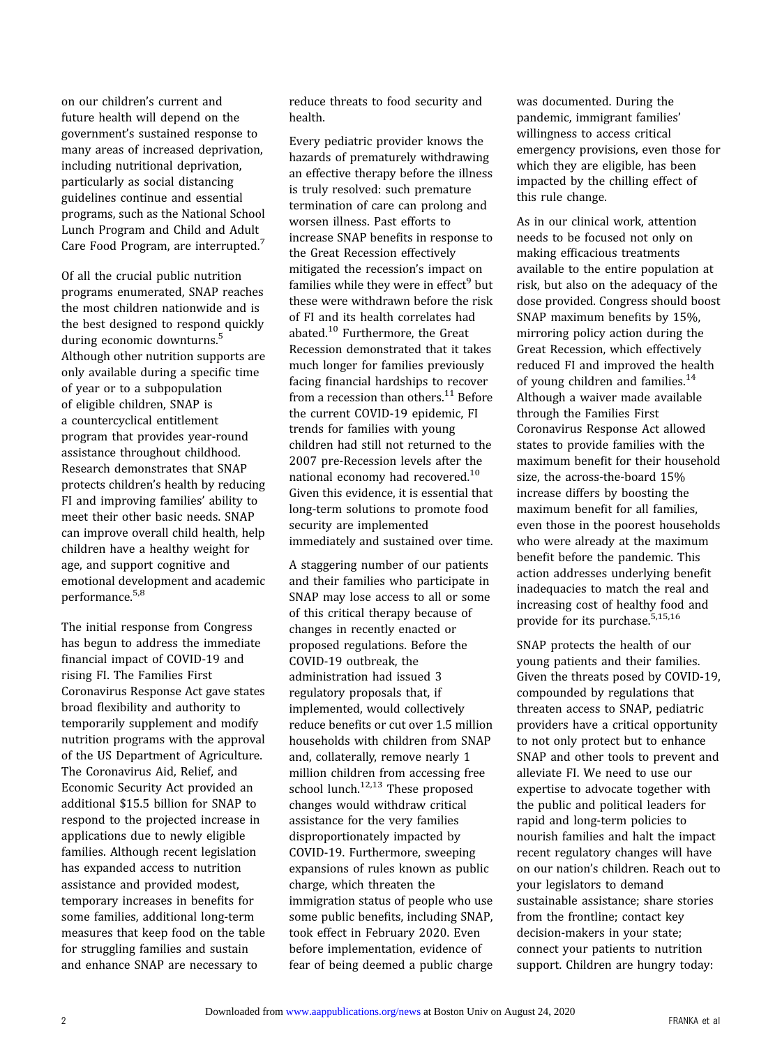on our children's current and future health will depend on the government's sustained response to many areas of increased deprivation, including nutritional deprivation, particularly as social distancing guidelines continue and essential programs, such as the National School Lunch Program and Child and Adult Care Food Program, are interrupted.[7]

Of all the crucial public nutrition programs enumerated, SNAP reaches the most children nationwide and is the best designed to respond quickly during economic downturns.[5] Although other nutrition supports are only available during a specific time of year or to a subpopulation of eligible children, SNAP is a countercyclical entitlement program that provides year-round assistance throughout childhood. Research demonstrates that SNAP protects children's health by reducing FI and improving families' ability to meet their other basic needs. SNAP can improve overall child health, help children have a healthy weight for age, and support cognitive and emotional development and academic performance.[5,8]

The initial response from Congress has begun to address the immediate financial impact of COVID-19 and rising FI. The Families First Coronavirus Response Act gave states broad flexibility and authority to temporarily supplement and modify nutrition programs with the approval of the US Department of Agriculture. The Coronavirus Aid, Relief, and Economic Security Act provided an additional $15.5 billion for SNAP to respond to the projected increase in applications due to newly eligible families. Although recent legislation has expanded access to nutrition assistance and provided modest, temporary increases in benefits for some families, additional long-term measures that keep food on the table for struggling families and sustain and enhance SNAP are necessary to reduce threats to food security and health.

Every pediatric provider knows the hazards of prematurely withdrawing an effective therapy before the illness is truly resolved: such premature termination of care can prolong and worsen illness. Past efforts to increase SNAP benefits in response to the Great Recession effectively mitigated the recession's impact on families while they were in effect[9] but these were withdrawn before the risk of FI and its health correlates had abated.[10] Furthermore, the Great Recession demonstrated that it takes much longer for families previously facing financial hardships to recover from a recession than others.[11] Before the current COVID-19 epidemic, FI trends for families with young children had still not returned to the 2007 pre-Recession levels after the national economy had recovered.[10] Given this evidence, it is essential that long-term solutions to promote food security are implemented immediately and sustained over time.

A staggering number of our patients and their families who participate in SNAP may lose access to all or some of this critical therapy because of changes in recently enacted or proposed regulations. Before the COVID-19 outbreak, the administration had issued 3 regulatory proposals that, if implemented, would collectively reduce benefits or cut over 1.5 million households with children from SNAP and, collaterally, remove nearly 1 million children from accessing free school lunch.[12,13] These proposed changes would withdraw critical assistance for the very families disproportionately impacted by COVID-19. Furthermore, sweeping expansions of rules known as public charge, which threaten the immigration status of people who use some public benefits, including SNAP, took effect in February 2020. Even before implementation, evidence of fear of being deemed a public charge was documented. During the pandemic, immigrant families' willingness to access critical emergency provisions, even those for which they are eligible, has been impacted by the chilling effect of this rule change.

As in our clinical work, attention needs to be focused not only on making efficacious treatments available to the entire population at risk, but also on the adequacy of the dose provided. Congress should boost SNAP maximum benefits by 15%, mirroring policy action during the Great Recession, which effectively reduced FI and improved the health of young children and families.[14] Although a waiver made available through the Families First Coronavirus Response Act allowed states to provide families with the maximum benefit for their household size, the across-the-board 15% increase differs by boosting the maximum benefit for all families, even those in the poorest households who were already at the maximum benefit before the pandemic. This action addresses underlying benefit inadequacies to match the real and increasing cost of healthy food and provide for its purchase.[5,15,16]

SNAP protects the health of our young patients and their families. Given the threats posed by COVID-19, compounded by regulations that threaten access to SNAP, pediatric providers have a critical opportunity to not only protect but to enhance SNAP and other tools to prevent and alleviate FI. We need to use our expertise to advocate together with the public and political leaders for rapid and long-term policies to nourish families and halt the impact recent regulatory changes will have on our nation's children. Reach out to your legislators to demand sustainable assistance; share stories from the frontline; contact key decision-makers in your state; connect your patients to nutrition support. Children are hungry today: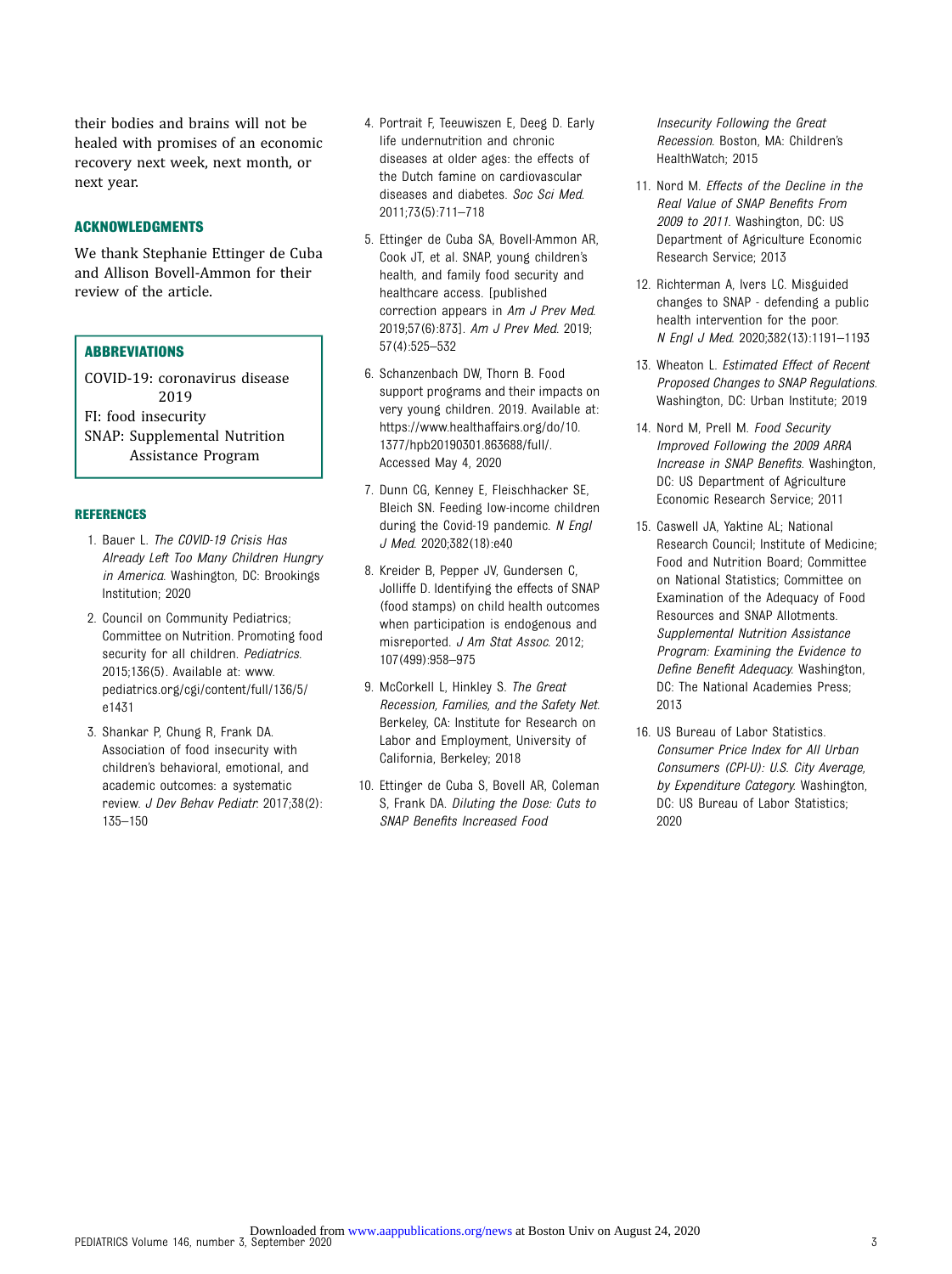their bodies and brains will not be healed with promises of an economic recovery next week, next month, or next year.

## ACKNOWLEDGMENTS

We thank Stephanie Ettinger de Cuba and Allison Bovell-Ammon for their review of the article.

## ABBREVIATIONS

COVID-19: coronavirus disease 2019
FI: food insecurity
SNAP: Supplemental Nutrition Assistance Program

## REFERENCES

1. Bauer L. *The COVID-19 Crisis Has Already Left Too Many Children Hungry in America*. Washington, DC: Brookings Institution; 2020
2. Council on Community Pediatrics; Committee on Nutrition. Promoting food security for all children. *Pediatrics*. 2015;136(5). Available at: www.pediatrics.org/cgi/content/full/136/5/e1431
3. Shankar P, Chung R, Frank DA. Association of food insecurity with children's behavioral, emotional, and academic outcomes: a systematic review. *J Dev Behav Pediatr*. 2017;38(2):135–150
4. Portrait F, Teeuwiszen E, Deeg D. Early life undernutrition and chronic diseases at older ages: the effects of the Dutch famine on cardiovascular diseases and diabetes. *Soc Sci Med*. 2011;73(5):711–718
5. Ettinger de Cuba SA, Bovell-Ammon AR, Cook JT, et al. SNAP, young children's health, and family food security and healthcare access. [published correction appears in *Am J Prev Med*. 2019;57(6):873]. *Am J Prev Med*. 2019;57(4):525–532
6. Schanzenbach DW, Thorn B. Food support programs and their impacts on very young children. 2019. Available at: https://www.healthaffairs.org/do/10.1377/hpb20190301.863688/full/. Accessed May 4, 2020
7. Dunn CG, Kenney E, Fleischhacker SE, Bleich SN. Feeding low-income children during the Covid-19 pandemic. *N Engl J Med*. 2020;382(18):e40
8. Kreider B, Pepper JV, Gundersen C, Jolliffe D. Identifying the effects of SNAP (food stamps) on child health outcomes when participation is endogenous and misreported. *J Am Stat Assoc*. 2012;107(499):958–975
9. McCorkell L, Hinkley S. *The Great Recession, Families, and the Safety Net*. Berkeley, CA: Institute for Research on Labor and Employment, University of California, Berkeley; 2018
10. Ettinger de Cuba S, Bovell AR, Coleman S, Frank DA. *Diluting the Dose: Cuts to SNAP Benefits Increased Food Insecurity Following the Great Recession*. Boston, MA: Children's HealthWatch; 2015
11. Nord M. *Effects of the Decline in the Real Value of SNAP Benefits From 2009 to 2011*. Washington, DC: US Department of Agriculture Economic Research Service; 2013
12. Richterman A, Ivers LC. Misguided changes to SNAP - defending a public health intervention for the poor. *N Engl J Med*. 2020;382(13):1191–1193
13. Wheaton L. *Estimated Effect of Recent Proposed Changes to SNAP Regulations*. Washington, DC: Urban Institute; 2019
14. Nord M, Prell M. *Food Security Improved Following the 2009 ARRA Increase in SNAP Benefits*. Washington, DC: US Department of Agriculture Economic Research Service; 2011
15. Caswell JA, Yaktine AL; National Research Council; Institute of Medicine; Food and Nutrition Board; Committee on National Statistics; Committee on Examination of the Adequacy of Food Resources and SNAP Allotments. *Supplemental Nutrition Assistance Program: Examining the Evidence to Define Benefit Adequacy*. Washington, DC: The National Academies Press; 2013
16. US Bureau of Labor Statistics. *Consumer Price Index for All Urban Consumers (CPI-U): U.S. City Average, by Expenditure Category*. Washington, DC: US Bureau of Labor Statistics; 2020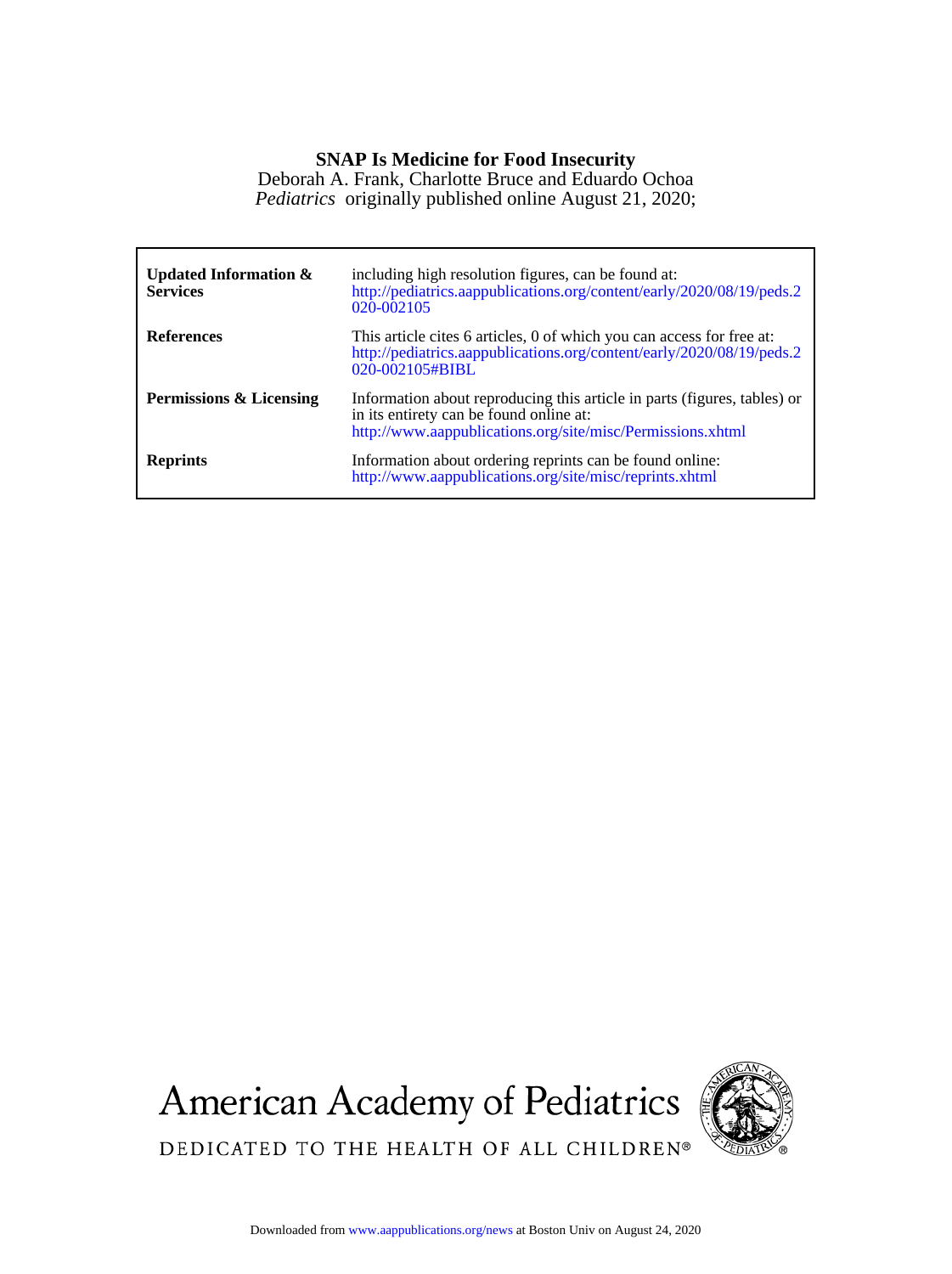**SNAP Is Medicine for Food Insecurity**

Deborah A. Frank, Charlotte Bruce and Eduardo Ochoa

*Pediatrics* originally published online August 21, 2020;

| | |
|---|---|
| **Updated Information & Services** | including high resolution figures, can be found at: http://pediatrics.aappublications.org/content/early/2020/08/19/peds.2020-002105 |
| **References** | This article cites 6 articles, 0 of which you can access for free at: http://pediatrics.aappublications.org/content/early/2020/08/19/peds.2020-002105#BIBL |
| **Permissions & Licensing** | Information about reproducing this article in parts (figures, tables) or in its entirety can be found online at: http://www.aappublications.org/site/misc/Permissions.xhtml |
| **Reprints** | Information about ordering reprints can be found online: http://www.aappublications.org/site/misc/reprints.xhtml |

American Academy of Pediatrics

DEDICATED TO THE HEALTH OF ALL CHILDREN®

Downloaded from www.aappublications.org/news at Boston Univ on August 24, 2020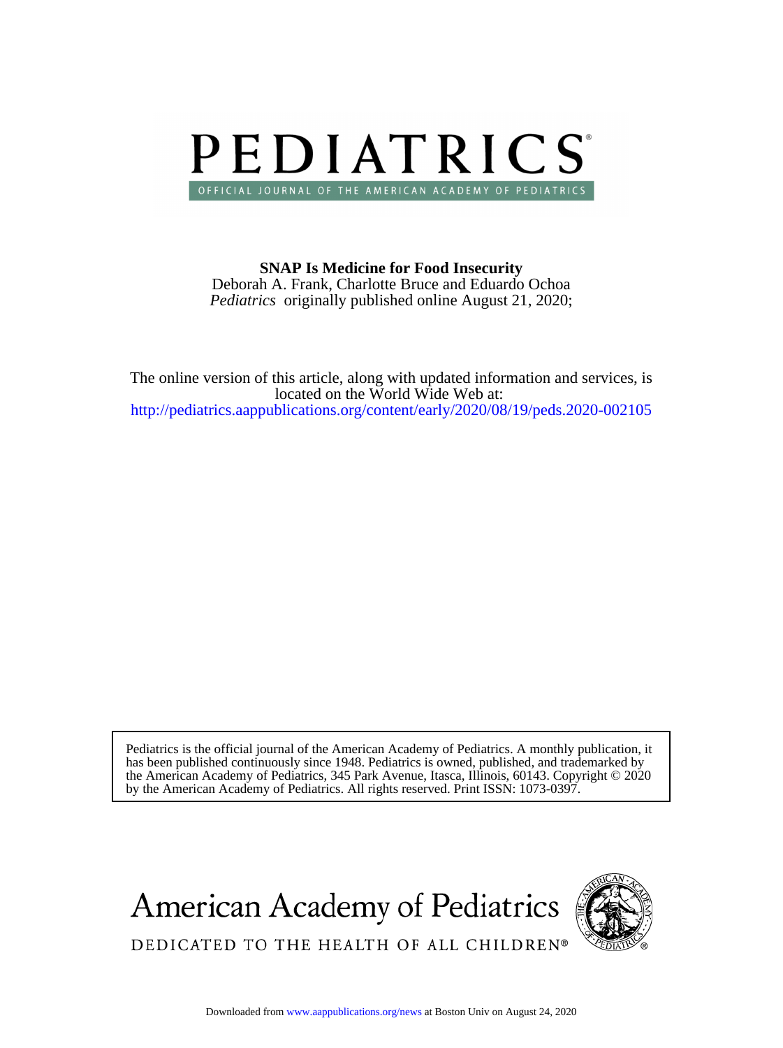# PEDIATRICS

OFFICIAL JOURNAL OF THE AMERICAN ACADEMY OF PEDIATRICS

**SNAP Is Medicine for Food Insecurity**

Deborah A. Frank, Charlotte Bruce and Eduardo Ochoa

*Pediatrics* originally published online August 21, 2020;

The online version of this article, along with updated information and services, is located on the World Wide Web at:

http://pediatrics.aappublications.org/content/early/2020/08/19/peds.2020-002105

Pediatrics is the official journal of the American Academy of Pediatrics. A monthly publication, it has been published continuously since 1948. Pediatrics is owned, published, and trademarked by the American Academy of Pediatrics, 345 Park Avenue, Itasca, Illinois, 60143. Copyright © 2020 by the American Academy of Pediatrics. All rights reserved. Print ISSN: 1073-0397.

American Academy of Pediatrics

DEDICATED TO THE HEALTH OF ALL CHILDREN®